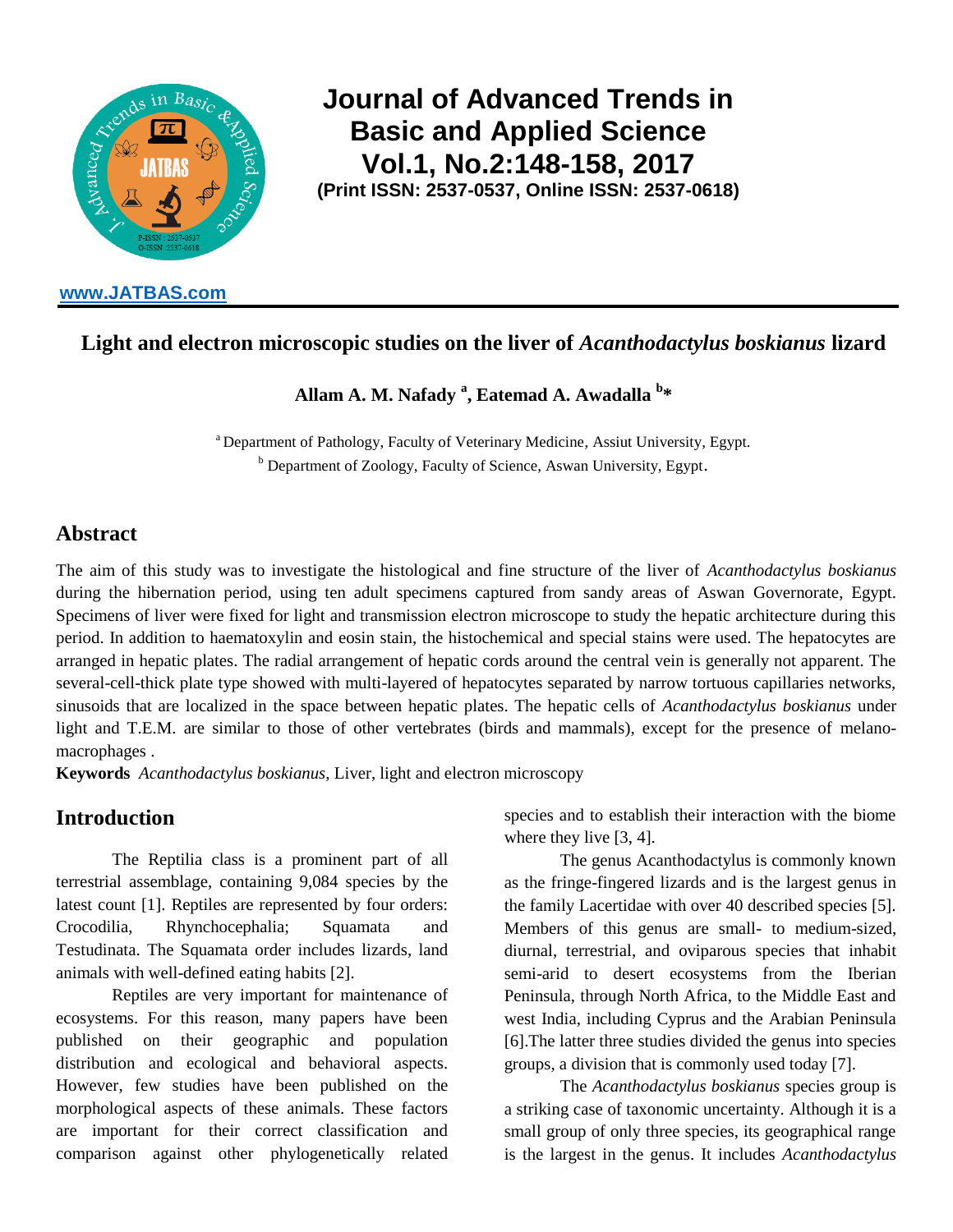# Journal of Advanced Trends in Basic and Applied Science Vol.1, No.2:148-158, 2017

**(Print ISSN: 2537-0537, Online ISSN: 2537-0618)**

www.JATBAS.com

## Light and electron microscopic studies on the liver of *Acanthodactylus boskianus* lizard

**Allam A. M. Nafady [a], Eatemad A. Awadalla [b]\***

[a] Department of Pathology, Faculty of Veterinary Medicine, Assiut University, Egypt.
[b] Department of Zoology, Faculty of Science, Aswan University, Egypt.

## Abstract

The aim of this study was to investigate the histological and fine structure of the liver of *Acanthodactylus boskianus* during the hibernation period, using ten adult specimens captured from sandy areas of Aswan Governorate, Egypt. Specimens of liver were fixed for light and transmission electron microscope to study the hepatic architecture during this period. In addition to haematoxylin and eosin stain, the histochemical and special stains were used. The hepatocytes are arranged in hepatic plates. The radial arrangement of hepatic cords around the central vein is generally not apparent. The several-cell-thick plate type showed with multi-layered of hepatocytes separated by narrow tortuous capillaries networks, sinusoids that are localized in the space between hepatic plates. The hepatic cells of *Acanthodactylus boskianus* under light and T.E.M. are similar to those of other vertebrates (birds and mammals), except for the presence of melano-macrophages .

**Keywords** *Acanthodactylus boskianus*, Liver, light and electron microscopy

## Introduction

The Reptilia class is a prominent part of all terrestrial assemblage, containing 9,084 species by the latest count [1]. Reptiles are represented by four orders: Crocodilia, Rhynchocephalia; Squamata and Testudinata. The Squamata order includes lizards, land animals with well-defined eating habits [2].

Reptiles are very important for maintenance of ecosystems. For this reason, many papers have been published on their geographic and population distribution and ecological and behavioral aspects. However, few studies have been published on the morphological aspects of these animals. These factors are important for their correct classification and comparison against other phylogenetically related species and to establish their interaction with the biome where they live [3, 4].

The genus Acanthodactylus is commonly known as the fringe-fingered lizards and is the largest genus in the family Lacertidae with over 40 described species [5]. Members of this genus are small- to medium-sized, diurnal, terrestrial, and oviparous species that inhabit semi-arid to desert ecosystems from the Iberian Peninsula, through North Africa, to the Middle East and west India, including Cyprus and the Arabian Peninsula [6].The latter three studies divided the genus into species groups, a division that is commonly used today [7].

The *Acanthodactylus boskianus* species group is a striking case of taxonomic uncertainty. Although it is a small group of only three species, its geographical range is the largest in the genus. It includes *Acanthodactylus*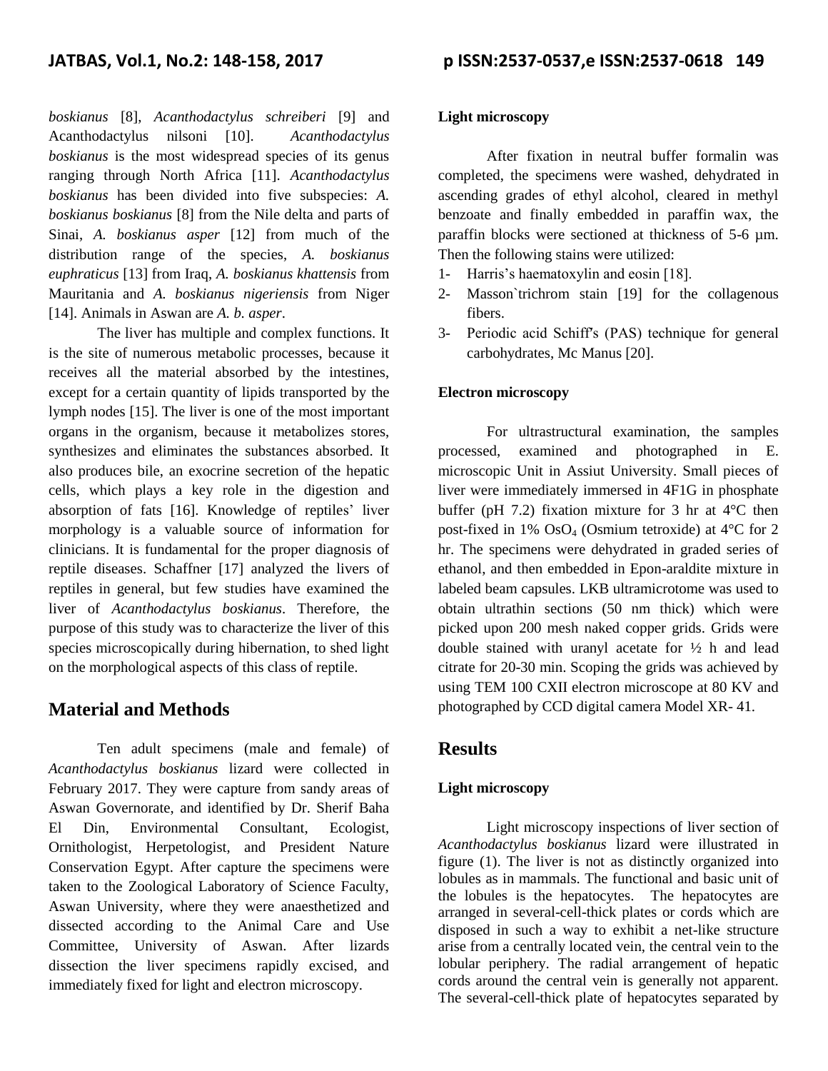*boskianus* [8], *Acanthodactylus schreiberi* [9] and Acanthodactylus nilsoni [10]. *Acanthodactylus boskianus* is the most widespread species of its genus ranging through North Africa [11]. *Acanthodactylus boskianus* has been divided into five subspecies: *A. boskianus boskianus* [8] from the Nile delta and parts of Sinai, *A. boskianus asper* [12] from much of the distribution range of the species, *A. boskianus euphraticus* [13] from Iraq, *A. boskianus khattensis* from Mauritania and *A. boskianus nigeriensis* from Niger [14]. Animals in Aswan are *A. b. asper*.

The liver has multiple and complex functions. It is the site of numerous metabolic processes, because it receives all the material absorbed by the intestines, except for a certain quantity of lipids transported by the lymph nodes [15]. The liver is one of the most important organs in the organism, because it metabolizes stores, synthesizes and eliminates the substances absorbed. It also produces bile, an exocrine secretion of the hepatic cells, which plays a key role in the digestion and absorption of fats [16]. Knowledge of reptiles' liver morphology is a valuable source of information for clinicians. It is fundamental for the proper diagnosis of reptile diseases. Schaffner [17] analyzed the livers of reptiles in general, but few studies have examined the liver of *Acanthodactylus boskianus*. Therefore, the purpose of this study was to characterize the liver of this species microscopically during hibernation, to shed light on the morphological aspects of this class of reptile.

## Material and Methods

Ten adult specimens (male and female) of *Acanthodactylus boskianus* lizard were collected in February 2017. They were capture from sandy areas of Aswan Governorate, and identified by Dr. Sherif Baha El Din, Environmental Consultant, Ecologist, Ornithologist, Herpetologist, and President Nature Conservation Egypt. After capture the specimens were taken to the Zoological Laboratory of Science Faculty, Aswan University, where they were anaesthetized and dissected according to the Animal Care and Use Committee, University of Aswan. After lizards dissection the liver specimens rapidly excised, and immediately fixed for light and electron microscopy.

### Light microscopy

After fixation in neutral buffer formalin was completed, the specimens were washed, dehydrated in ascending grades of ethyl alcohol, cleared in methyl benzoate and finally embedded in paraffin wax, the paraffin blocks were sectioned at thickness of 5-6 µm. Then the following stains were utilized:

1- Harris's haematoxylin and eosin [18].
2- Masson`trichrom stain [19] for the collagenous fibers.
3- Periodic acid Schiff's (PAS) technique for general carbohydrates, Mc Manus [20].

### Electron microscopy

For ultrastructural examination, the samples processed, examined and photographed in E. microscopic Unit in Assiut University. Small pieces of liver were immediately immersed in 4F1G in phosphate buffer (pH 7.2) fixation mixture for 3 hr at 4°C then post-fixed in 1% $OsO_4$ (Osmium tetroxide) at 4°C for 2 hr. The specimens were dehydrated in graded series of ethanol, and then embedded in Epon-araldite mixture in labeled beam capsules. LKB ultramicrotome was used to obtain ultrathin sections (50 nm thick) which were picked upon 200 mesh naked copper grids. Grids were double stained with uranyl acetate for ½ h and lead citrate for 20-30 min. Scoping the grids was achieved by using TEM 100 CXII electron microscope at 80 KV and photographed by CCD digital camera Model XR- 41.

## Results

### Light microscopy

Light microscopy inspections of liver section of *Acanthodactylus boskianus* lizard were illustrated in figure (1). The liver is not as distinctly organized into lobules as in mammals. The functional and basic unit of the lobules is the hepatocytes. The hepatocytes are arranged in several-cell-thick plates or cords which are disposed in such a way to exhibit a net-like structure arise from a centrally located vein, the central vein to the lobular periphery. The radial arrangement of hepatic cords around the central vein is generally not apparent. The several-cell-thick plate of hepatocytes separated by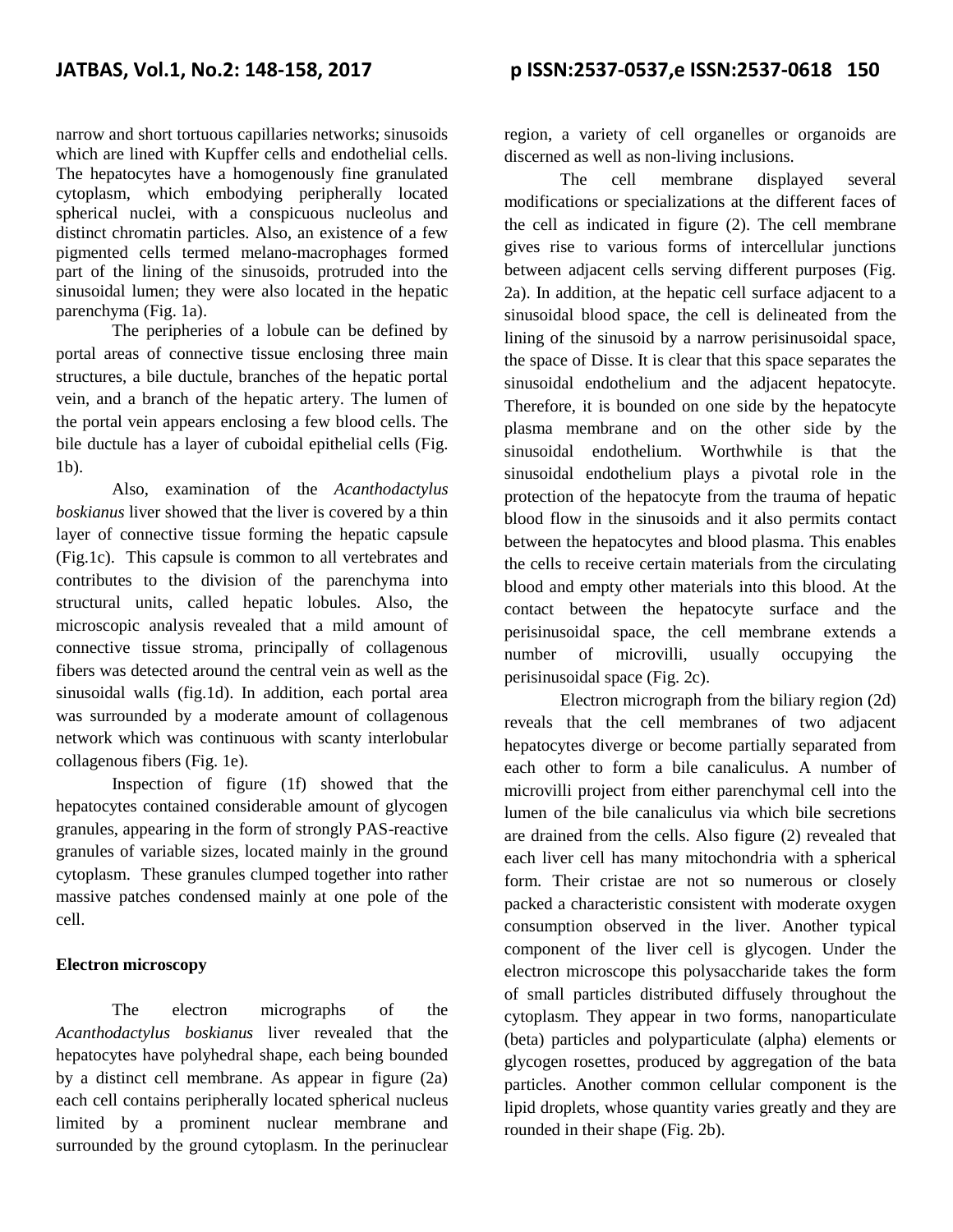narrow and short tortuous capillaries networks; sinusoids which are lined with Kupffer cells and endothelial cells. The hepatocytes have a homogenously fine granulated cytoplasm, which embodying peripherally located spherical nuclei, with a conspicuous nucleolus and distinct chromatin particles. Also, an existence of a few pigmented cells termed melano-macrophages formed part of the lining of the sinusoids, protruded into the sinusoidal lumen; they were also located in the hepatic parenchyma (Fig. 1a).

The peripheries of a lobule can be defined by portal areas of connective tissue enclosing three main structures, a bile ductule, branches of the hepatic portal vein, and a branch of the hepatic artery. The lumen of the portal vein appears enclosing a few blood cells. The bile ductule has a layer of cuboidal epithelial cells (Fig. 1b).

Also, examination of the *Acanthodactylus boskianus* liver showed that the liver is covered by a thin layer of connective tissue forming the hepatic capsule (Fig.1c). This capsule is common to all vertebrates and contributes to the division of the parenchyma into structural units, called hepatic lobules. Also, the microscopic analysis revealed that a mild amount of connective tissue stroma, principally of collagenous fibers was detected around the central vein as well as the sinusoidal walls (fig.1d). In addition, each portal area was surrounded by a moderate amount of collagenous network which was continuous with scanty interlobular collagenous fibers (Fig. 1e).

Inspection of figure (1f) showed that the hepatocytes contained considerable amount of glycogen granules, appearing in the form of strongly PAS-reactive granules of variable sizes, located mainly in the ground cytoplasm. These granules clumped together into rather massive patches condensed mainly at one pole of the cell.

**Electron microscopy**

The electron micrographs of the *Acanthodactylus boskianus* liver revealed that the hepatocytes have polyhedral shape, each being bounded by a distinct cell membrane. As appear in figure (2a) each cell contains peripherally located spherical nucleus limited by a prominent nuclear membrane and surrounded by the ground cytoplasm. In the perinuclear region, a variety of cell organelles or organoids are discerned as well as non-living inclusions.

The cell membrane displayed several modifications or specializations at the different faces of the cell as indicated in figure (2). The cell membrane gives rise to various forms of intercellular junctions between adjacent cells serving different purposes (Fig. 2a). In addition, at the hepatic cell surface adjacent to a sinusoidal blood space, the cell is delineated from the lining of the sinusoid by a narrow perisinusoidal space, the space of Disse. It is clear that this space separates the sinusoidal endothelium and the adjacent hepatocyte. Therefore, it is bounded on one side by the hepatocyte plasma membrane and on the other side by the sinusoidal endothelium. Worthwhile is that the sinusoidal endothelium plays a pivotal role in the protection of the hepatocyte from the trauma of hepatic blood flow in the sinusoids and it also permits contact between the hepatocytes and blood plasma. This enables the cells to receive certain materials from the circulating blood and empty other materials into this blood. At the contact between the hepatocyte surface and the perisinusoidal space, the cell membrane extends a number of microvilli, usually occupying the perisinusoidal space (Fig. 2c).

Electron micrograph from the biliary region (2d) reveals that the cell membranes of two adjacent hepatocytes diverge or become partially separated from each other to form a bile canaliculus. A number of microvilli project from either parenchymal cell into the lumen of the bile canaliculus via which bile secretions are drained from the cells. Also figure (2) revealed that each liver cell has many mitochondria with a spherical form. Their cristae are not so numerous or closely packed a characteristic consistent with moderate oxygen consumption observed in the liver. Another typical component of the liver cell is glycogen. Under the electron microscope this polysaccharide takes the form of small particles distributed diffusely throughout the cytoplasm. They appear in two forms, nanoparticulate (beta) particles and polyparticulate (alpha) elements or glycogen rosettes, produced by aggregation of the bata particles. Another common cellular component is the lipid droplets, whose quantity varies greatly and they are rounded in their shape (Fig. 2b).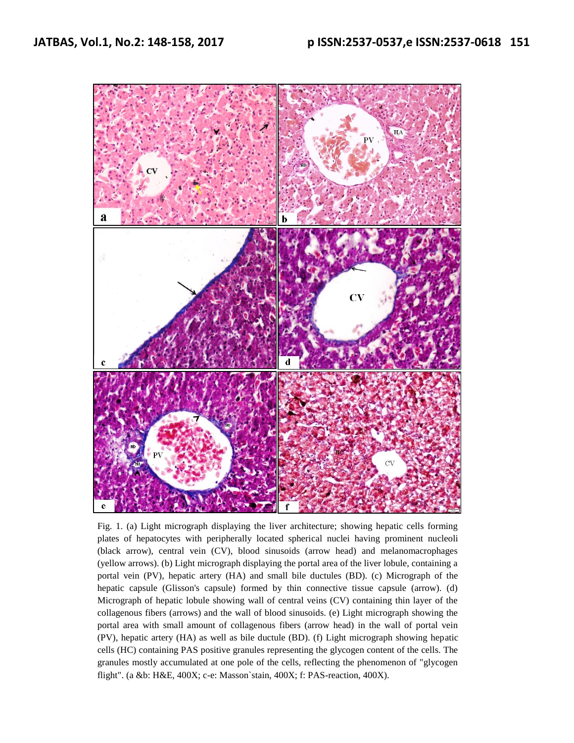Fig. 1. (a) Light micrograph displaying the liver architecture; showing hepatic cells forming plates of hepatocytes with peripherally located spherical nuclei having prominent nucleoli (black arrow), central vein (CV), blood sinusoids (arrow head) and melanomacrophages (yellow arrows). (b) Light micrograph displaying the portal area of the liver lobule, containing a portal vein (PV), hepatic artery (HA) and small bile ductules (BD). (c) Micrograph of the hepatic capsule (Glisson's capsule) formed by thin connective tissue capsule (arrow). (d) Micrograph of hepatic lobule showing wall of central veins (CV) containing thin layer of the collagenous fibers (arrows) and the wall of blood sinusoids. (e) Light micrograph showing the portal area with small amount of collagenous fibers (arrow head) in the wall of portal vein (PV), hepatic artery (HA) as well as bile ductule (BD). (f) Light micrograph showing hepatic cells (HC) containing PAS positive granules representing the glycogen content of the cells. The granules mostly accumulated at one pole of the cells, reflecting the phenomenon of "glycogen flight". (a &b: H&E, 400X; c-e: Masson`stain, 400X; f: PAS-reaction, 400X).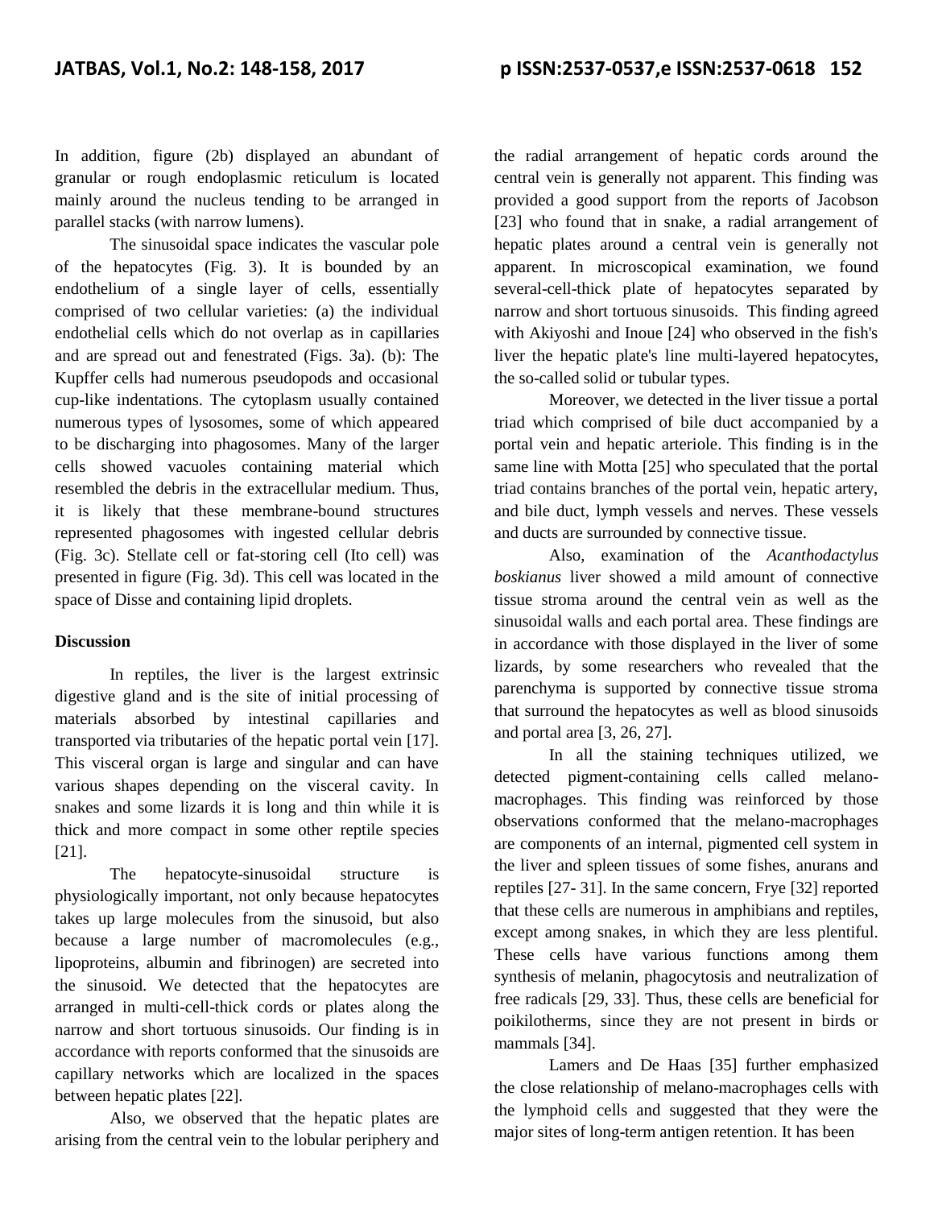In addition, figure (2b) displayed an abundant of granular or rough endoplasmic reticulum is located mainly around the nucleus tending to be arranged in parallel stacks (with narrow lumens).

The sinusoidal space indicates the vascular pole of the hepatocytes (Fig. 3). It is bounded by an endothelium of a single layer of cells, essentially comprised of two cellular varieties: (a) the individual endothelial cells which do not overlap as in capillaries and are spread out and fenestrated (Figs. 3a). (b): The Kupffer cells had numerous pseudopods and occasional cup-like indentations. The cytoplasm usually contained numerous types of lysosomes, some of which appeared to be discharging into phagosomes. Many of the larger cells showed vacuoles containing material which resembled the debris in the extracellular medium. Thus, it is likely that these membrane-bound structures represented phagosomes with ingested cellular debris (Fig. 3c). Stellate cell or fat-storing cell (Ito cell) was presented in figure (Fig. 3d). This cell was located in the space of Disse and containing lipid droplets.

## Discussion

In reptiles, the liver is the largest extrinsic digestive gland and is the site of initial processing of materials absorbed by intestinal capillaries and transported via tributaries of the hepatic portal vein [17]. This visceral organ is large and singular and can have various shapes depending on the visceral cavity. In snakes and some lizards it is long and thin while it is thick and more compact in some other reptile species [21].

The hepatocyte-sinusoidal structure is physiologically important, not only because hepatocytes takes up large molecules from the sinusoid, but also because a large number of macromolecules (e.g., lipoproteins, albumin and fibrinogen) are secreted into the sinusoid. We detected that the hepatocytes are arranged in multi-cell-thick cords or plates along the narrow and short tortuous sinusoids. Our finding is in accordance with reports conformed that the sinusoids are capillary networks which are localized in the spaces between hepatic plates [22].

Also, we observed that the hepatic plates are arising from the central vein to the lobular periphery and the radial arrangement of hepatic cords around the central vein is generally not apparent. This finding was provided a good support from the reports of Jacobson [23] who found that in snake, a radial arrangement of hepatic plates around a central vein is generally not apparent. In microscopical examination, we found several-cell-thick plate of hepatocytes separated by narrow and short tortuous sinusoids. This finding agreed with Akiyoshi and Inoue [24] who observed in the fish's liver the hepatic plate's line multi-layered hepatocytes, the so-called solid or tubular types.

Moreover, we detected in the liver tissue a portal triad which comprised of bile duct accompanied by a portal vein and hepatic arteriole. This finding is in the same line with Motta [25] who speculated that the portal triad contains branches of the portal vein, hepatic artery, and bile duct, lymph vessels and nerves. These vessels and ducts are surrounded by connective tissue.

Also, examination of the *Acanthodactylus boskianus* liver showed a mild amount of connective tissue stroma around the central vein as well as the sinusoidal walls and each portal area. These findings are in accordance with those displayed in the liver of some lizards, by some researchers who revealed that the parenchyma is supported by connective tissue stroma that surround the hepatocytes as well as blood sinusoids and portal area [3, 26, 27].

In all the staining techniques utilized, we detected pigment-containing cells called melano-macrophages. This finding was reinforced by those observations conformed that the melano-macrophages are components of an internal, pigmented cell system in the liver and spleen tissues of some fishes, anurans and reptiles [27- 31]. In the same concern, Frye [32] reported that these cells are numerous in amphibians and reptiles, except among snakes, in which they are less plentiful. These cells have various functions among them synthesis of melanin, phagocytosis and neutralization of free radicals [29, 33]. Thus, these cells are beneficial for poikilotherms, since they are not present in birds or mammals [34].

Lamers and De Haas [35] further emphasized the close relationship of melano-macrophages cells with the lymphoid cells and suggested that they were the major sites of long-term antigen retention. It has been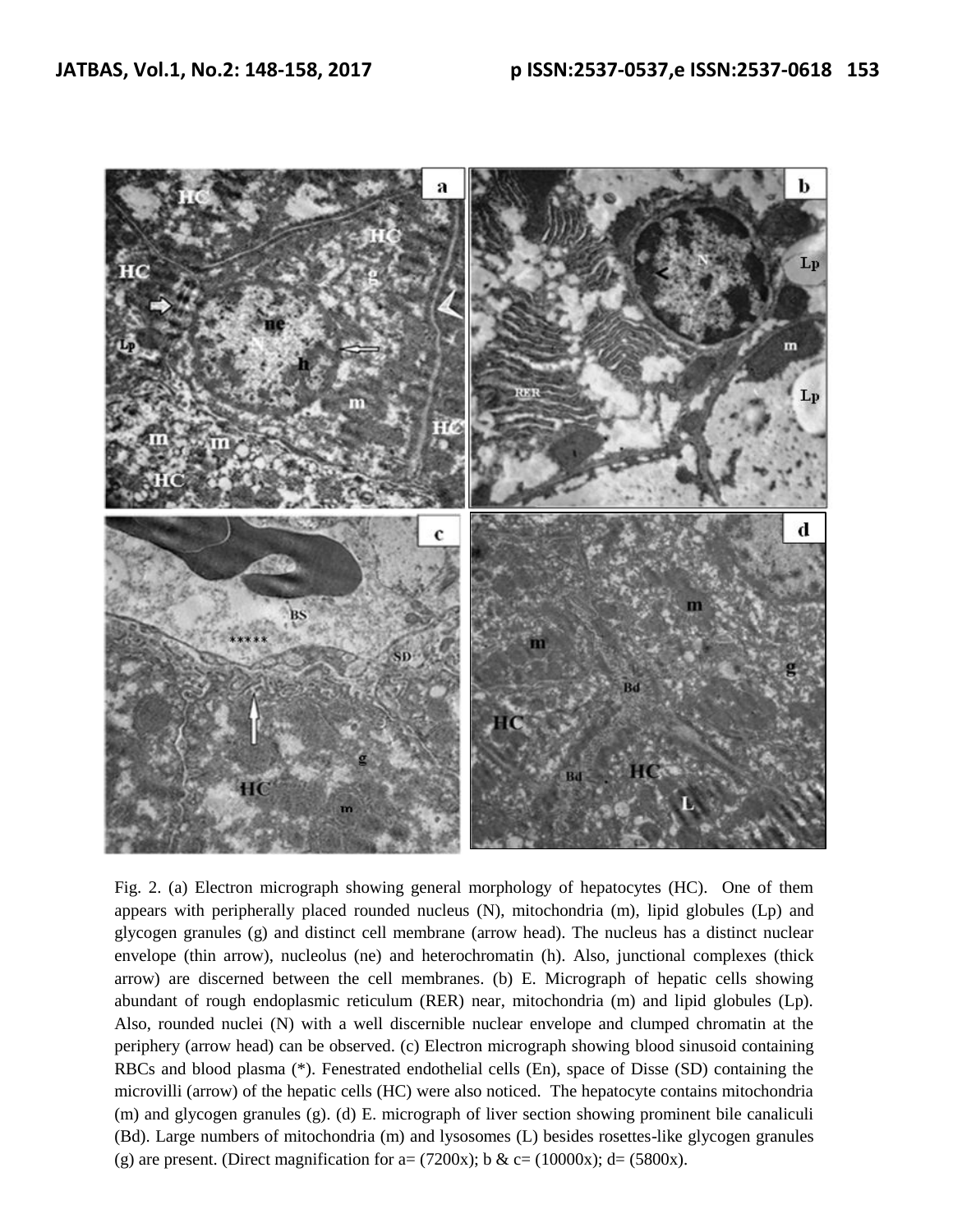Fig. 2. (a) Electron micrograph showing general morphology of hepatocytes (HC). One of them appears with peripherally placed rounded nucleus (N), mitochondria (m), lipid globules (Lp) and glycogen granules (g) and distinct cell membrane (arrow head). The nucleus has a distinct nuclear envelope (thin arrow), nucleolus (ne) and heterochromatin (h). Also, junctional complexes (thick arrow) are discerned between the cell membranes. (b) E. Micrograph of hepatic cells showing abundant of rough endoplasmic reticulum (RER) near, mitochondria (m) and lipid globules (Lp). Also, rounded nuclei (N) with a well discernible nuclear envelope and clumped chromatin at the periphery (arrow head) can be observed. (c) Electron micrograph showing blood sinusoid containing RBCs and blood plasma (*). Fenestrated endothelial cells (En), space of Disse (SD) containing the microvilli (arrow) of the hepatic cells (HC) were also noticed. The hepatocyte contains mitochondria (m) and glycogen granules (g). (d) E. micrograph of liver section showing prominent bile canaliculi (Bd). Large numbers of mitochondria (m) and lysosomes (L) besides rosettes-like glycogen granules (g) are present. (Direct magnification for a= (7200x); b & c= (10000x); d= (5800x).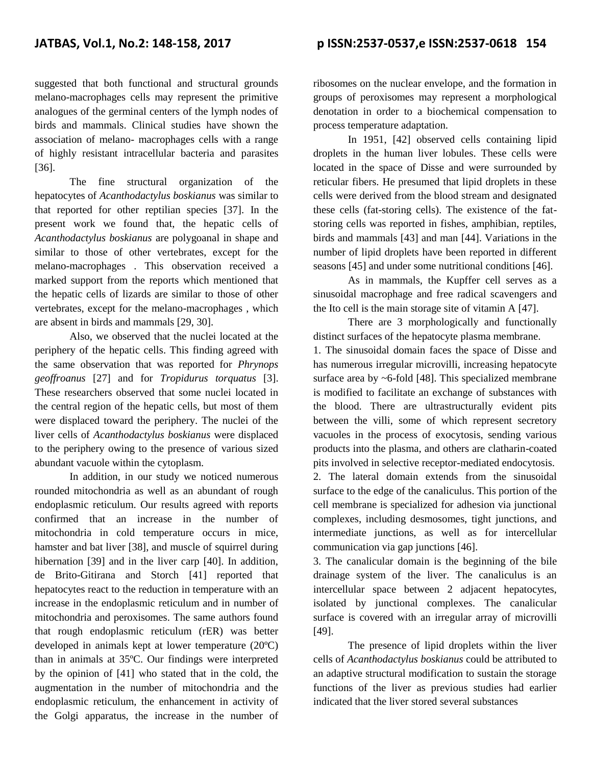suggested that both functional and structural grounds melano-macrophages cells may represent the primitive analogues of the germinal centers of the lymph nodes of birds and mammals. Clinical studies have shown the association of melano- macrophages cells with a range of highly resistant intracellular bacteria and parasites [36].

The fine structural organization of the hepatocytes of *Acanthodactylus boskianus* was similar to that reported for other reptilian species [37]. In the present work we found that, the hepatic cells of *Acanthodactylus boskianus* are polygoanal in shape and similar to those of other vertebrates, except for the melano-macrophages . This observation received a marked support from the reports which mentioned that the hepatic cells of lizards are similar to those of other vertebrates, except for the melano-macrophages , which are absent in birds and mammals [29, 30].

Also, we observed that the nuclei located at the periphery of the hepatic cells. This finding agreed with the same observation that was reported for *Phrynops geoffroanus* [27] and for *Tropidurus torquatus* [3]. These researchers observed that some nuclei located in the central region of the hepatic cells, but most of them were displaced toward the periphery. The nuclei of the liver cells of *Acanthodactylus boskianus* were displaced to the periphery owing to the presence of various sized abundant vacuole within the cytoplasm.

In addition, in our study we noticed numerous rounded mitochondria as well as an abundant of rough endoplasmic reticulum. Our results agreed with reports confirmed that an increase in the number of mitochondria in cold temperature occurs in mice, hamster and bat liver [38], and muscle of squirrel during hibernation [39] and in the liver carp [40]. In addition, de Brito-Gitirana and Storch [41] reported that hepatocytes react to the reduction in temperature with an increase in the endoplasmic reticulum and in number of mitochondria and peroxisomes. The same authors found that rough endoplasmic reticulum (rER) was better developed in animals kept at lower temperature (20ºC) than in animals at 35ºC. Our findings were interpreted by the opinion of [41] who stated that in the cold, the augmentation in the number of mitochondria and the endoplasmic reticulum, the enhancement in activity of the Golgi apparatus, the increase in the number of ribosomes on the nuclear envelope, and the formation in groups of peroxisomes may represent a morphological denotation in order to a biochemical compensation to process temperature adaptation.

In 1951, [42] observed cells containing lipid droplets in the human liver lobules. These cells were located in the space of Disse and were surrounded by reticular fibers. He presumed that lipid droplets in these cells were derived from the blood stream and designated these cells (fat-storing cells). The existence of the fat-storing cells was reported in fishes, amphibian, reptiles, birds and mammals [43] and man [44]. Variations in the number of lipid droplets have been reported in different seasons [45] and under some nutritional conditions [46].

As in mammals, the Kupffer cell serves as a sinusoidal macrophage and free radical scavengers and the Ito cell is the main storage site of vitamin A [47].

There are 3 morphologically and functionally distinct surfaces of the hepatocyte plasma membrane.

1. The sinusoidal domain faces the space of Disse and has numerous irregular microvilli, increasing hepatocyte surface area by ~6-fold [48]. This specialized membrane is modified to facilitate an exchange of substances with the blood. There are ultrastructurally evident pits between the villi, some of which represent secretory vacuoles in the process of exocytosis, sending various products into the plasma, and others are clatharin-coated pits involved in selective receptor-mediated endocytosis.
2. The lateral domain extends from the sinusoidal surface to the edge of the canaliculus. This portion of the cell membrane is specialized for adhesion via junctional complexes, including desmosomes, tight junctions, and intermediate junctions, as well as for intercellular communication via gap junctions [46].
3. The canalicular domain is the beginning of the bile drainage system of the liver. The canaliculus is an intercellular space between 2 adjacent hepatocytes, isolated by junctional complexes. The canalicular surface is covered with an irregular array of microvilli [49].

The presence of lipid droplets within the liver cells of *Acanthodactylus boskianus* could be attributed to an adaptive structural modification to sustain the storage functions of the liver as previous studies had earlier indicated that the liver stored several substances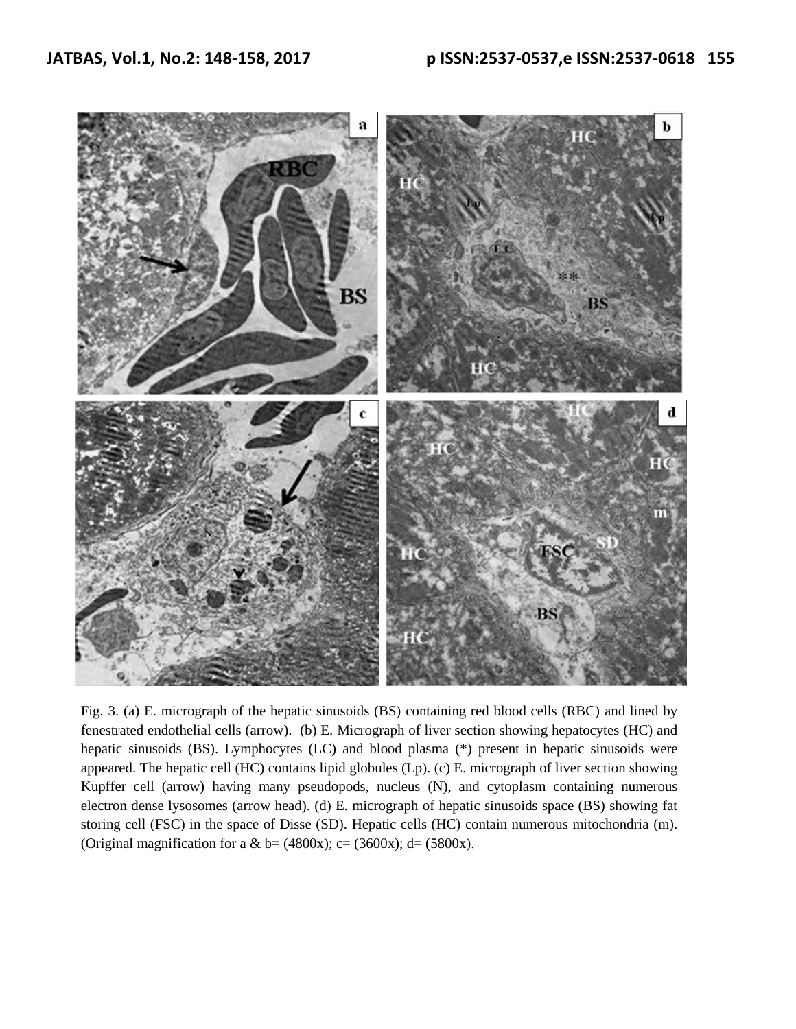Fig. 3. (a) E. micrograph of the hepatic sinusoids (BS) containing red blood cells (RBC) and lined by fenestrated endothelial cells (arrow). (b) E. Micrograph of liver section showing hepatocytes (HC) and hepatic sinusoids (BS). Lymphocytes (LC) and blood plasma (*) present in hepatic sinusoids were appeared. The hepatic cell (HC) contains lipid globules (Lp). (c) E. micrograph of liver section showing Kupffer cell (arrow) having many pseudopods, nucleus (N), and cytoplasm containing numerous electron dense lysosomes (arrow head). (d) E. micrograph of hepatic sinusoids space (BS) showing fat storing cell (FSC) in the space of Disse (SD). Hepatic cells (HC) contain numerous mitochondria (m). (Original magnification for a & b= (4800x); c= (3600x); d= (5800x).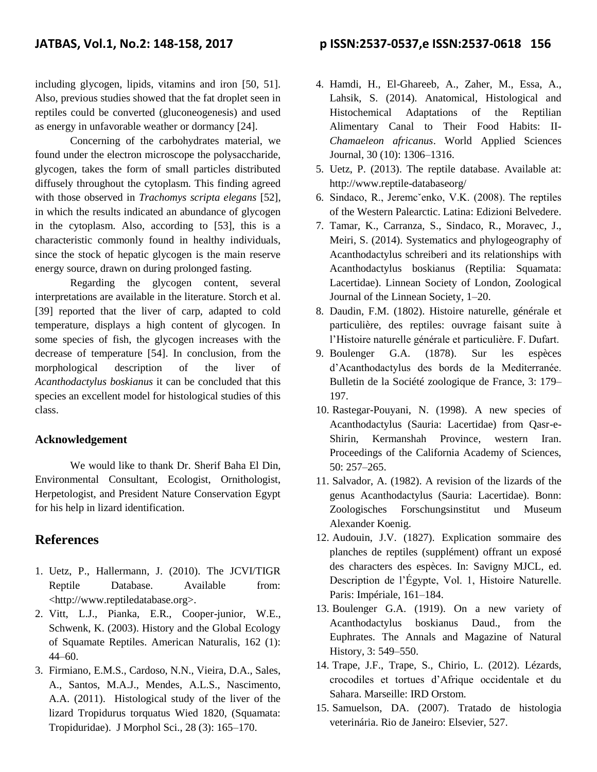including glycogen, lipids, vitamins and iron [50, 51]. Also, previous studies showed that the fat droplet seen in reptiles could be converted (gluconeogenesis) and used as energy in unfavorable weather or dormancy [24].

Concerning of the carbohydrates material, we found under the electron microscope the polysaccharide, glycogen, takes the form of small particles distributed diffusely throughout the cytoplasm. This finding agreed with those observed in *Trachomys scripta elegans* [52], in which the results indicated an abundance of glycogen in the cytoplasm. Also, according to [53], this is a characteristic commonly found in healthy individuals, since the stock of hepatic glycogen is the main reserve energy source, drawn on during prolonged fasting.

Regarding the glycogen content, several interpretations are available in the literature. Storch et al. [39] reported that the liver of carp, adapted to cold temperature, displays a high content of glycogen. In some species of fish, the glycogen increases with the decrease of temperature [54]. In conclusion, from the morphological description of the liver of *Acanthodactylus boskianus* it can be concluded that this species an excellent model for histological studies of this class.

### Acknowledgement

We would like to thank Dr. Sherif Baha El Din, Environmental Consultant, Ecologist, Ornithologist, Herpetologist, and President Nature Conservation Egypt for his help in lizard identification.

## References

1. Uetz, P., Hallermann, J. (2010). The JCVI/TIGR Reptile Database. Available from: <http://www.reptiledatabase.org>.
2. Vitt, L.J., Pianka, E.R., Cooper-junior, W.E., Schwenk, K. (2003). History and the Global Ecology of Squamate Reptiles. American Naturalis, 162 (1): 44–60.
3. Firmiano, E.M.S., Cardoso, N.N., Vieira, D.A., Sales, A., Santos, M.A.J., Mendes, A.L.S., Nascimento, A.A. (2011). Histological study of the liver of the lizard Tropidurus torquatus Wied 1820, (Squamata: Tropiduridae). J Morphol Sci., 28 (3): 165–170.
4. Hamdi, H., El-Ghareeb, A., Zaher, M., Essa, A., Lahsik, S. (2014). Anatomical, Histological and Histochemical Adaptations of the Reptilian Alimentary Canal to Their Food Habits: II-*Chamaeleon africanus*. World Applied Sciences Journal, 30 (10): 1306–1316.
5. Uetz, P. (2013). The reptile database. Available at: http://www.reptile-databaseorg/
6. Sindaco, R., Jeremcˇenko, V.K. (2008). The reptiles of the Western Palearctic. Latina: Edizioni Belvedere.
7. Tamar, K., Carranza, S., Sindaco, R., Moravec, J., Meiri, S. (2014). Systematics and phylogeography of Acanthodactylus schreiberi and its relationships with Acanthodactylus boskianus (Reptilia: Squamata: Lacertidae). Linnean Society of London, Zoological Journal of the Linnean Society, 1–20.
8. Daudin, F.M. (1802). Histoire naturelle, générale et particulière, des reptiles: ouvrage faisant suite à l'Histoire naturelle générale et particulière. F. Dufart.
9. Boulenger G.A. (1878). Sur les espèces d'Acanthodactylus des bords de la Mediterranée. Bulletin de la Société zoologique de France, 3: 179–197.
10. Rastegar-Pouyani, N. (1998). A new species of Acanthodactylus (Sauria: Lacertidae) from Qasr-e-Shirin, Kermanshah Province, western Iran. Proceedings of the California Academy of Sciences, 50: 257–265.
11. Salvador, A. (1982). A revision of the lizards of the genus Acanthodactylus (Sauria: Lacertidae). Bonn: Zoologisches Forschungsinstitut und Museum Alexander Koenig.
12. Audouin, J.V. (1827). Explication sommaire des planches de reptiles (supplément) offrant un exposé des characters des espèces. In: Savigny MJCL, ed. Description de l'Égypte, Vol. 1, Histoire Naturelle. Paris: Impériale, 161–184.
13. Boulenger G.A. (1919). On a new variety of Acanthodactylus boskianus Daud., from the Euphrates. The Annals and Magazine of Natural History, 3: 549–550.
14. Trape, J.F., Trape, S., Chirio, L. (2012). Lézards, crocodiles et tortues d'Afrique occidentale et du Sahara. Marseille: IRD Orstom.
15. Samuelson, DA. (2007). Tratado de histologia veterinária. Rio de Janeiro: Elsevier, 527.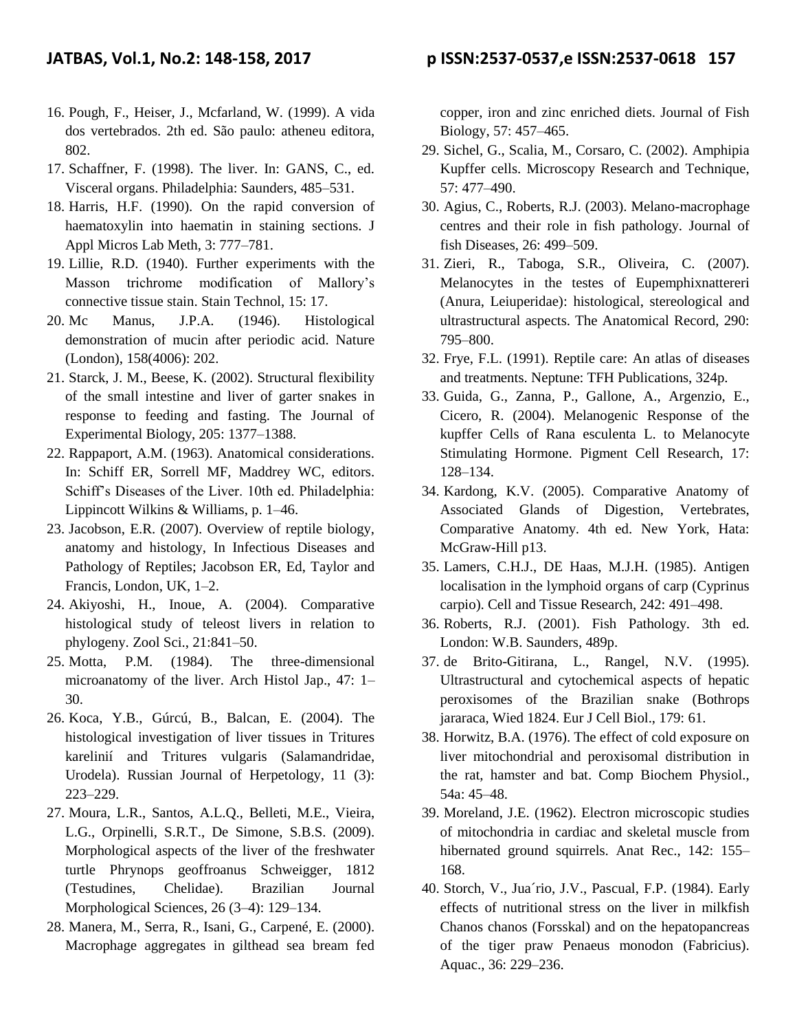16. Pough, F., Heiser, J., Mcfarland, W. (1999). A vida dos vertebrados. 2th ed. São paulo: atheneu editora, 802.
17. Schaffner, F. (1998). The liver. In: GANS, C., ed. Visceral organs. Philadelphia: Saunders, 485–531.
18. Harris, H.F. (1990). On the rapid conversion of haematoxylin into haematin in staining sections. J Appl Micros Lab Meth, 3: 777–781.
19. Lillie, R.D. (1940). Further experiments with the Masson trichrome modification of Mallory's connective tissue stain. Stain Technol, 15: 17.
20. Mc Manus, J.P.A. (1946). Histological demonstration of mucin after periodic acid. Nature (London), 158(4006): 202.
21. Starck, J. M., Beese, K. (2002). Structural flexibility of the small intestine and liver of garter snakes in response to feeding and fasting. The Journal of Experimental Biology, 205: 1377–1388.
22. Rappaport, A.M. (1963). Anatomical considerations. In: Schiff ER, Sorrell MF, Maddrey WC, editors. Schiff's Diseases of the Liver. 10th ed. Philadelphia: Lippincott Wilkins & Williams, p. 1–46.
23. Jacobson, E.R. (2007). Overview of reptile biology, anatomy and histology, In Infectious Diseases and Pathology of Reptiles; Jacobson ER, Ed, Taylor and Francis, London, UK, 1–2.
24. Akiyoshi, H., Inoue, A. (2004). Comparative histological study of teleost livers in relation to phylogeny. Zool Sci., 21:841–50.
25. Motta, P.M. (1984). The three-dimensional microanatomy of the liver. Arch Histol Jap., 47: 1–30.
26. Koca, Y.B., Gúrcú, B., Balcan, E. (2004). The histological investigation of liver tissues in Tritures karelinií and Tritures vulgaris (Salamandridae, Urodela). Russian Journal of Herpetology, 11 (3): 223–229.
27. Moura, L.R., Santos, A.L.Q., Belleti, M.E., Vieira, L.G., Orpinelli, S.R.T., De Simone, S.B.S. (2009). Morphological aspects of the liver of the freshwater turtle Phrynops geoffroanus Schweigger, 1812 (Testudines, Chelidae). Brazilian Journal Morphological Sciences, 26 (3–4): 129–134.
28. Manera, M., Serra, R., Isani, G., Carpené, E. (2000). Macrophage aggregates in gilthead sea bream fed copper, iron and zinc enriched diets. Journal of Fish Biology, 57: 457–465.
29. Sichel, G., Scalia, M., Corsaro, C. (2002). Amphipia Kupffer cells. Microscopy Research and Technique, 57: 477–490.
30. Agius, C., Roberts, R.J. (2003). Melano-macrophage centres and their role in fish pathology. Journal of fish Diseases, 26: 499–509.
31. Zieri, R., Taboga, S.R., Oliveira, C. (2007). Melanocytes in the testes of Eupemphixnattereri (Anura, Leiuperidae): histological, stereological and ultrastructural aspects. The Anatomical Record, 290: 795–800.
32. Frye, F.L. (1991). Reptile care: An atlas of diseases and treatments. Neptune: TFH Publications, 324p.
33. Guida, G., Zanna, P., Gallone, A., Argenzio, E., Cicero, R. (2004). Melanogenic Response of the kupffer Cells of Rana esculenta L. to Melanocyte Stimulating Hormone. Pigment Cell Research, 17: 128–134.
34. Kardong, K.V. (2005). Comparative Anatomy of Associated Glands of Digestion, Vertebrates, Comparative Anatomy. 4th ed. New York, Hata: McGraw-Hill p13.
35. Lamers, C.H.J., DE Haas, M.J.H. (1985). Antigen localisation in the lymphoid organs of carp (Cyprinus carpio). Cell and Tissue Research, 242: 491–498.
36. Roberts, R.J. (2001). Fish Pathology. 3th ed. London: W.B. Saunders, 489p.
37. de Brito-Gitirana, L., Rangel, N.V. (1995). Ultrastructural and cytochemical aspects of hepatic peroxisomes of the Brazilian snake (Bothrops jararaca, Wied 1824. Eur J Cell Biol., 179: 61.
38. Horwitz, B.A. (1976). The effect of cold exposure on liver mitochondrial and peroxisomal distribution in the rat, hamster and bat. Comp Biochem Physiol., 54a: 45–48.
39. Moreland, J.E. (1962). Electron microscopic studies of mitochondria in cardiac and skeletal muscle from hibernated ground squirrels. Anat Rec., 142: 155–168.
40. Storch, V., Jua´rio, J.V., Pascual, F.P. (1984). Early effects of nutritional stress on the liver in milkfish Chanos chanos (Forsskal) and on the hepatopancreas of the tiger praw Penaeus monodon (Fabricius). Aquac., 36: 229–236.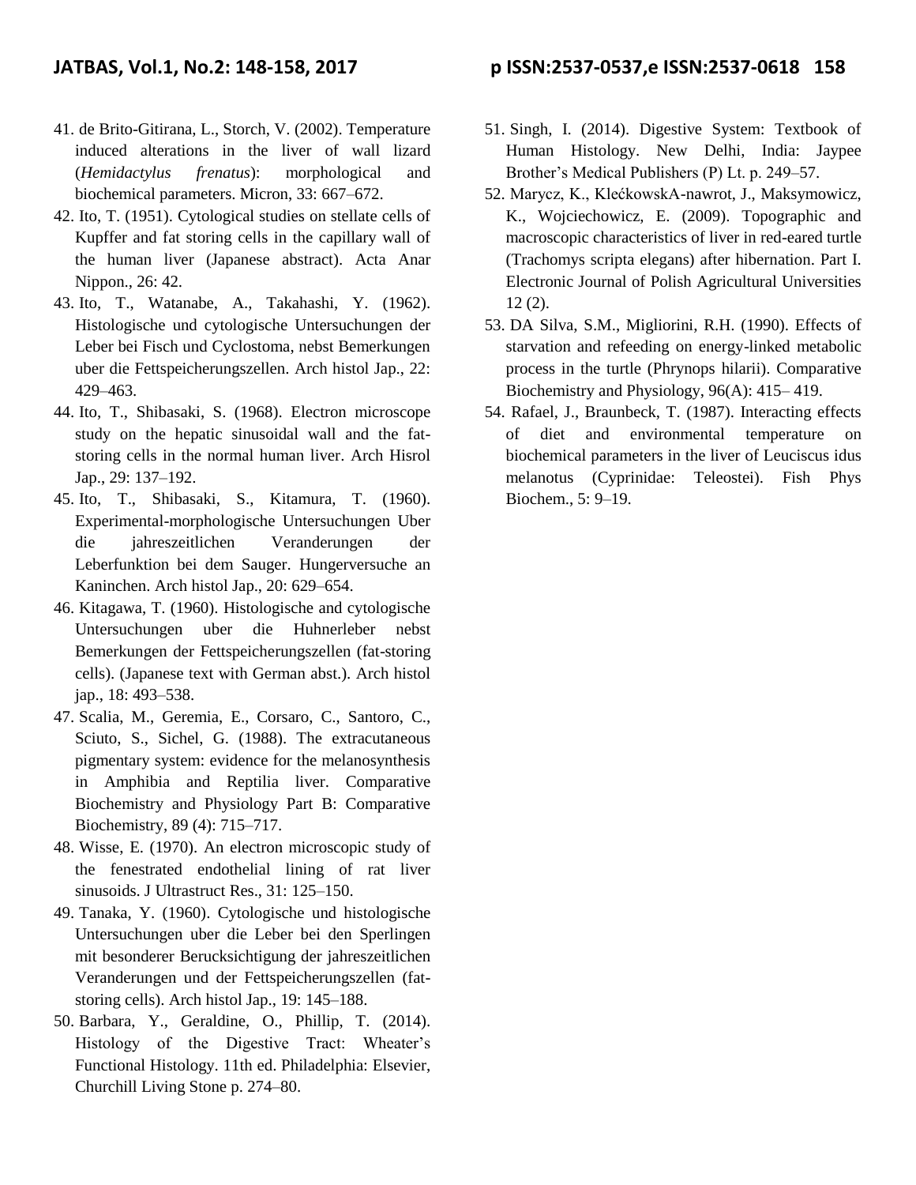41. de Brito-Gitirana, L., Storch, V. (2002). Temperature induced alterations in the liver of wall lizard (*Hemidactylus frenatus*): morphological and biochemical parameters. Micron, 33: 667–672.
42. Ito, T. (1951). Cytological studies on stellate cells of Kupffer and fat storing cells in the capillary wall of the human liver (Japanese abstract). Acta Anar Nippon., 26: 42.
43. Ito, T., Watanabe, A., Takahashi, Y. (1962). Histologische und cytologische Untersuchungen der Leber bei Fisch und Cyclostoma, nebst Bemerkungen uber die Fettspeicherungszellen. Arch histol Jap., 22: 429–463.
44. Ito, T., Shibasaki, S. (1968). Electron microscope study on the hepatic sinusoidal wall and the fat-storing cells in the normal human liver. Arch Hisrol Jap., 29: 137–192.
45. Ito, T., Shibasaki, S., Kitamura, T. (1960). Experimental-morphologische Untersuchungen Uber die jahreszeitlichen Veranderungen der Leberfunktion bei dem Sauger. Hungerversuche an Kaninchen. Arch histol Jap., 20: 629–654.
46. Kitagawa, T. (1960). Histologische and cytologische Untersuchungen uber die Huhnerleber nebst Bemerkungen der Fettspeicherungszellen (fat-storing cells). (Japanese text with German abst.). Arch histol jap., 18: 493–538.
47. Scalia, M., Geremia, E., Corsaro, C., Santoro, C., Sciuto, S., Sichel, G. (1988). The extracutaneous pigmentary system: evidence for the melanosynthesis in Amphibia and Reptilia liver. Comparative Biochemistry and Physiology Part B: Comparative Biochemistry, 89 (4): 715–717.
48. Wisse, E. (1970). An electron microscopic study of the fenestrated endothelial lining of rat liver sinusoids. J Ultrastruct Res., 31: 125–150.
49. Tanaka, Y. (1960). Cytologische und histologische Untersuchungen uber die Leber bei den Sperlingen mit besonderer Berucksichtigung der jahreszeitlichen Veranderungen und der Fettspeicherungszellen (fat-storing cells). Arch histol Jap., 19: 145–188.
50. Barbara, Y., Geraldine, O., Phillip, T. (2014). Histology of the Digestive Tract: Wheater's Functional Histology. 11th ed. Philadelphia: Elsevier, Churchill Living Stone p. 274–80.
51. Singh, I. (2014). Digestive System: Textbook of Human Histology. New Delhi, India: Jaypee Brother's Medical Publishers (P) Lt. p. 249–57.
52. Marycz, K., KlećkowskA-nawrot, J., Maksymowicz, K., Wojciechowicz, E. (2009). Topographic and macroscopic characteristics of liver in red-eared turtle (Trachomys scripta elegans) after hibernation. Part I. Electronic Journal of Polish Agricultural Universities 12 (2).
53. DA Silva, S.M., Migliorini, R.H. (1990). Effects of starvation and refeeding on energy-linked metabolic process in the turtle (Phrynops hilarii). Comparative Biochemistry and Physiology, 96(A): 415– 419.
54. Rafael, J., Braunbeck, T. (1987). Interacting effects of diet and environmental temperature on biochemical parameters in the liver of Leuciscus idus melanotus (Cyprinidae: Teleostei). Fish Phys Biochem., 5: 9–19.